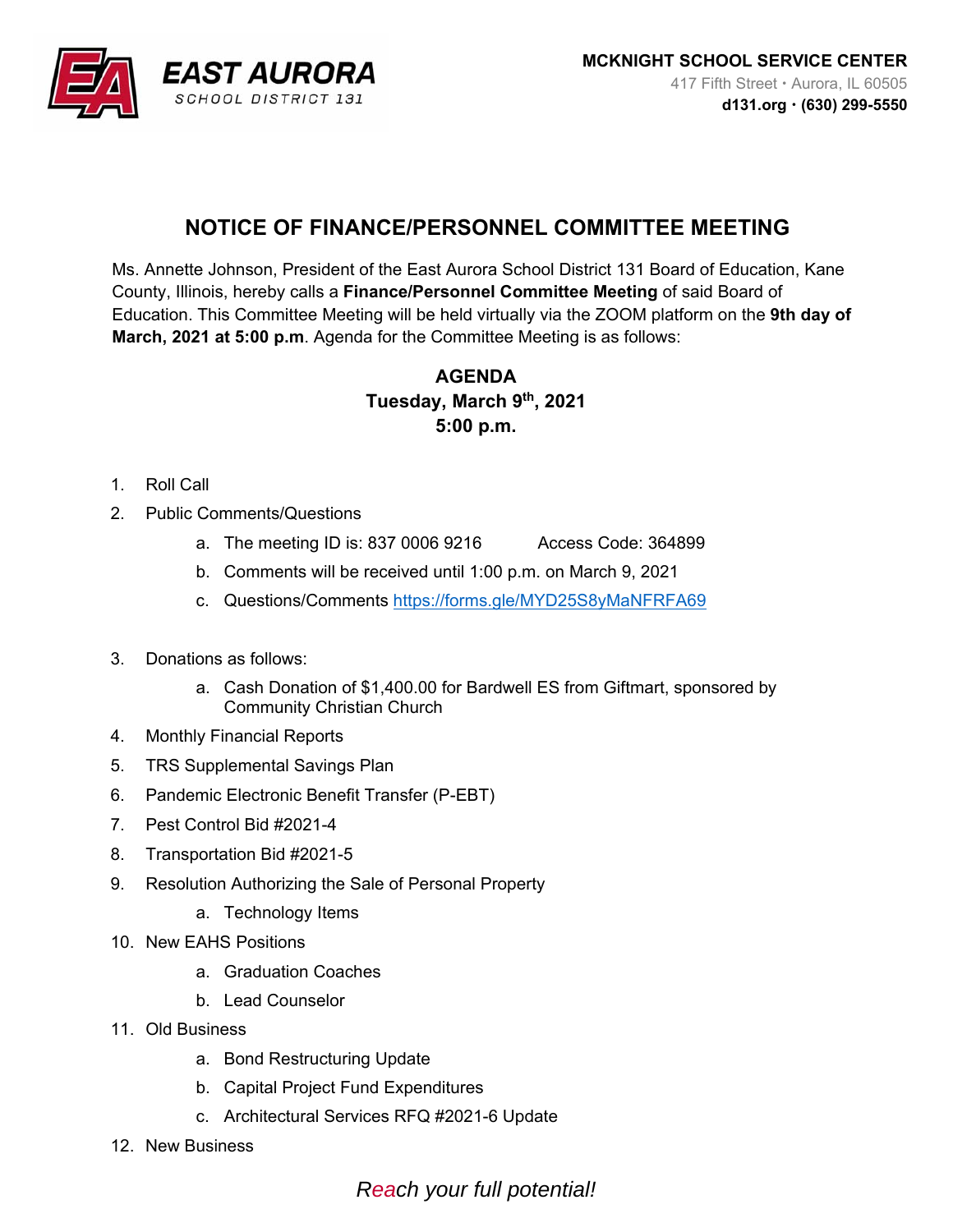**EAST AURORA**
SCHOOL DISTRICT 131

**MCKNIGHT SCHOOL SERVICE CENTER**
417 Fifth Street • Aurora, IL 60505
**d131.org • (630) 299-5550**

## NOTICE OF FINANCE/PERSONNEL COMMITTEE MEETING

Ms. Annette Johnson, President of the East Aurora School District 131 Board of Education, Kane County, Illinois, hereby calls a **Finance/Personnel Committee Meeting** of said Board of Education. This Committee Meeting will be held virtually via the ZOOM platform on the **9th day of March, 2021 at 5:00 p.m**. Agenda for the Committee Meeting is as follows:

**AGENDA**
**Tuesday, March 9th, 2021**
**5:00 p.m.**

1. Roll Call
2. Public Comments/Questions
    a. The meeting ID is: 837 0006 9216 Access Code: 364899
    b. Comments will be received until 1:00 p.m. on March 9, 2021
    c. Questions/Comments https://forms.gle/MYD25S8yMaNFRFA69
3. Donations as follows:
    a. Cash Donation of $1,400.00 for Bardwell ES from Giftmart, sponsored by Community Christian Church
4. Monthly Financial Reports
5. TRS Supplemental Savings Plan
6. Pandemic Electronic Benefit Transfer (P-EBT)
7. Pest Control Bid #2021-4
8. Transportation Bid #2021-5
9. Resolution Authorizing the Sale of Personal Property
    a. Technology Items
10. New EAHS Positions
    a. Graduation Coaches
    b. Lead Counselor
11. Old Business
    a. Bond Restructuring Update
    b. Capital Project Fund Expenditures
    c. Architectural Services RFQ #2021-6 Update
12. New Business

*Reach your full potential!*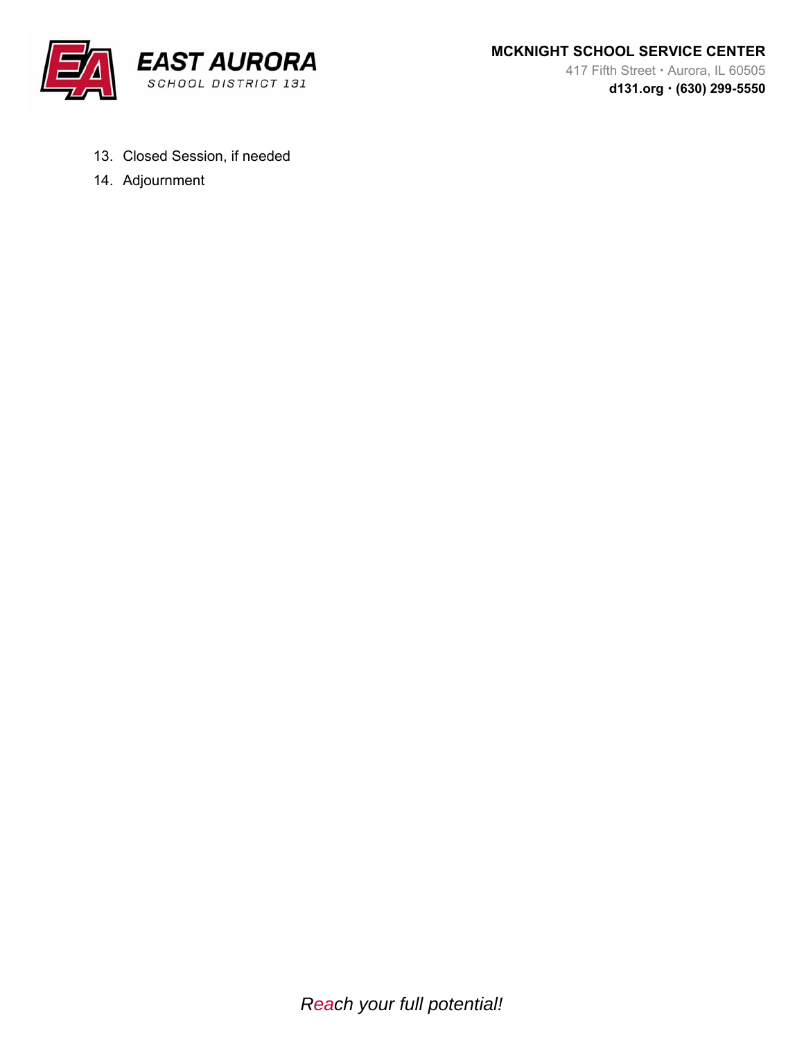13. Closed Session, if needed
14. Adjournment